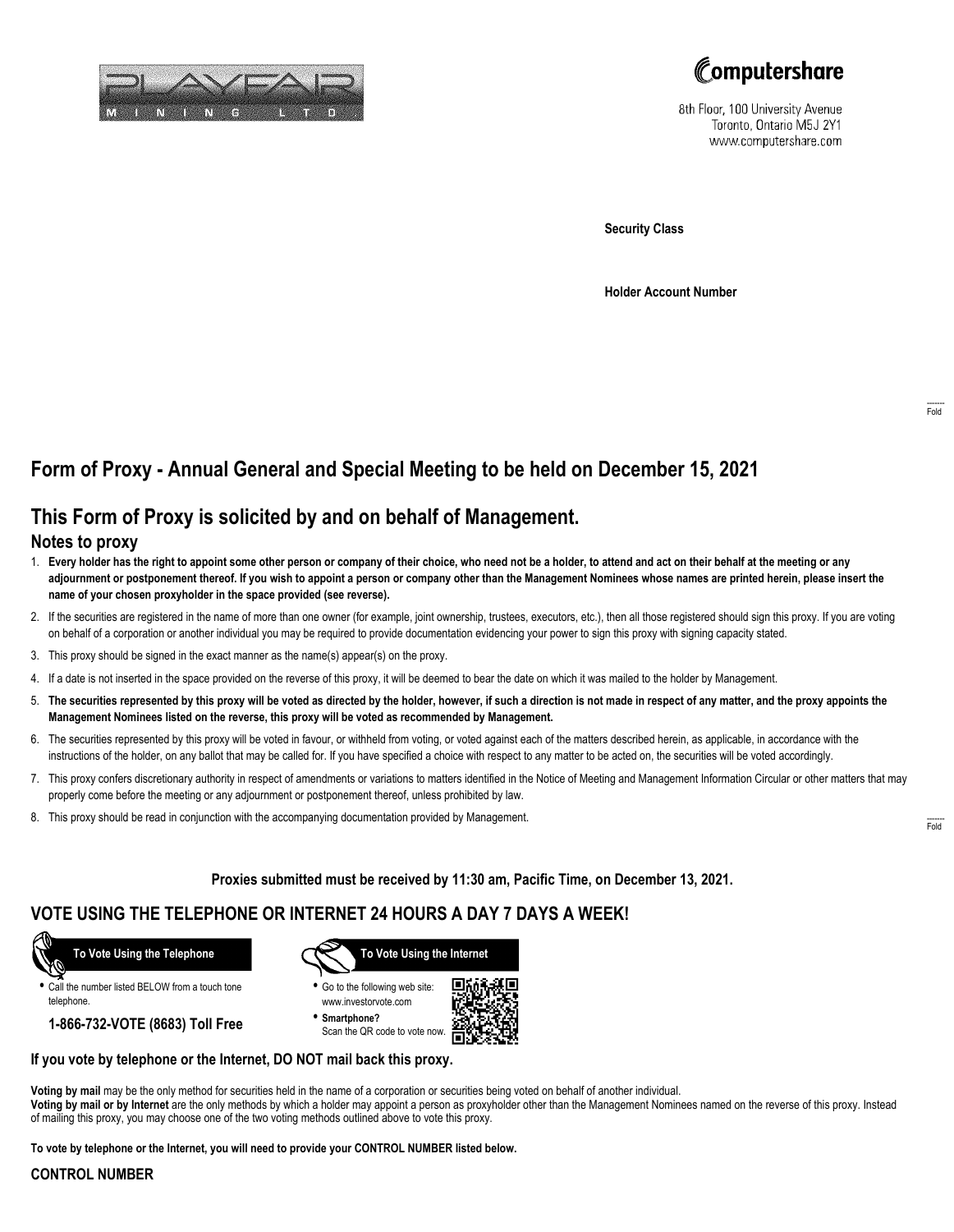PLAYFAIR MINING LTD

Computershare

8th Floor, 100 University Avenue
Toronto, Ontario M5J 2Y1
www.computershare.com

**Security Class**

**Holder Account Number**

Fold

# Form of Proxy - Annual General and Special Meeting to be held on December 15, 2021

## This Form of Proxy is solicited by and on behalf of Management.

### Notes to proxy

1. **Every holder has the right to appoint some other person or company of their choice, who need not be a holder, to attend and act on their behalf at the meeting or any adjournment or postponement thereof. If you wish to appoint a person or company other than the Management Nominees whose names are printed herein, please insert the name of your chosen proxyholder in the space provided (see reverse).**
2. If the securities are registered in the name of more than one owner (for example, joint ownership, trustees, executors, etc.), then all those registered should sign this proxy. If you are voting on behalf of a corporation or another individual you may be required to provide documentation evidencing your power to sign this proxy with signing capacity stated.
3. This proxy should be signed in the exact manner as the name(s) appear(s) on the proxy.
4. If a date is not inserted in the space provided on the reverse of this proxy, it will be deemed to bear the date on which it was mailed to the holder by Management.
5. **The securities represented by this proxy will be voted as directed by the holder, however, if such a direction is not made in respect of any matter, and the proxy appoints the Management Nominees listed on the reverse, this proxy will be voted as recommended by Management.**
6. The securities represented by this proxy will be voted in favour, or withheld from voting, or voted against each of the matters described herein, as applicable, in accordance with the instructions of the holder, on any ballot that may be called for. If you have specified a choice with respect to any matter to be acted on, the securities will be voted accordingly.
7. This proxy confers discretionary authority in respect of amendments or variations to matters identified in the Notice of Meeting and Management Information Circular or other matters that may properly come before the meeting or any adjournment or postponement thereof, unless prohibited by law.
8. This proxy should be read in conjunction with the accompanying documentation provided by Management.

Fold

**Proxies submitted must be received by 11:30 am, Pacific Time, on December 13, 2021.**

## VOTE USING THE TELEPHONE OR INTERNET 24 HOURS A DAY 7 DAYS A WEEK!

**To Vote Using the Telephone**

- Call the number listed BELOW from a touch tone telephone.

**1-866-732-VOTE (8683) Toll Free**

**To Vote Using the Internet**

- Go to the following web site: www.investorvote.com
- **Smartphone?** Scan the QR code to vote now.

**If you vote by telephone or the Internet, DO NOT mail back this proxy.**

**Voting by mail** may be the only method for securities held in the name of a corporation or securities being voted on behalf of another individual.
**Voting by mail or by Internet** are the only methods by which a holder may appoint a person as proxyholder other than the Management Nominees named on the reverse of this proxy. Instead of mailing this proxy, you may choose one of the two voting methods outlined above to vote this proxy.

**To vote by telephone or the Internet, you will need to provide your CONTROL NUMBER listed below.**

**CONTROL NUMBER**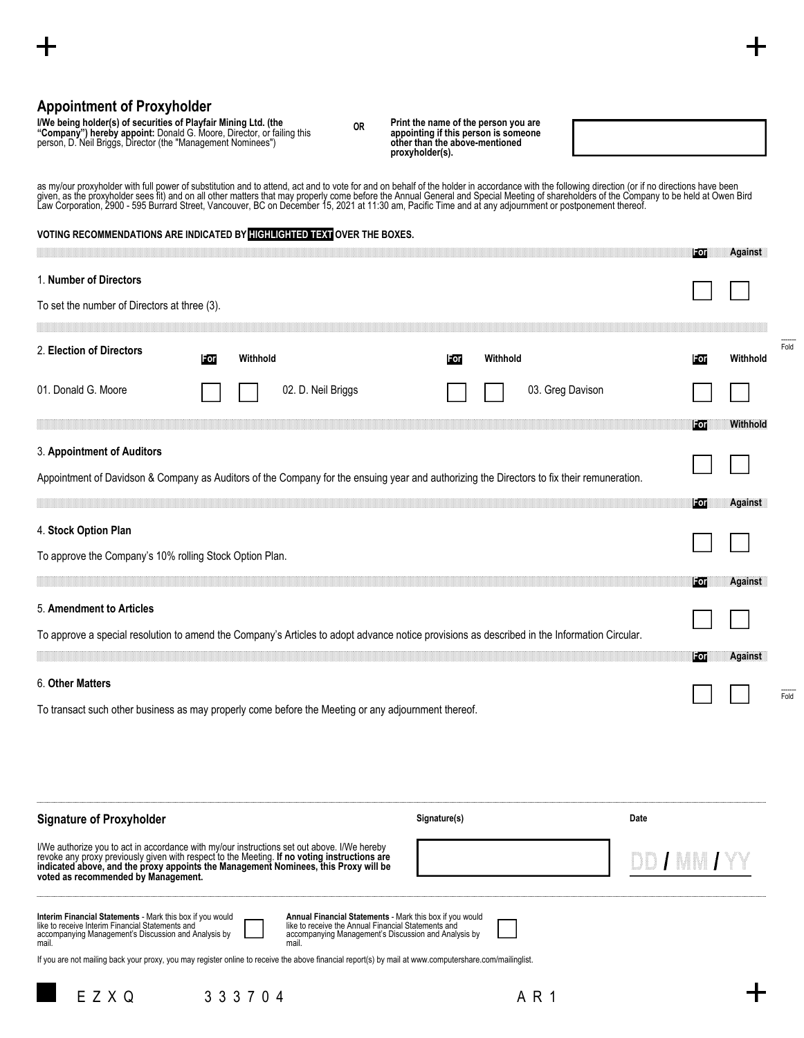## Appointment of Proxyholder

**I/We being holder(s) of securities of Playfair Mining Ltd. (the "Company") hereby appoint:** Donald G. Moore, Director, or failing this person, D. Neil Briggs, Director (the "Management Nominees")

**OR**

**Print the name of the person you are appointing if this person is someone other than the above-mentioned proxyholder(s).**

as my/our proxyholder with full power of substitution and to attend, act and to vote for and on behalf of the holder in accordance with the following direction (or if no directions have been given, as the proxyholder sees fit) and on all other matters that may properly come before the Annual General and Special Meeting of shareholders of the Company to be held at Owen Bird Law Corporation, 2900 - 595 Burrard Street, Vancouver, BC on December 15, 2021 at 11:30 am, Pacific Time and at any adjournment or postponement thereof.

**VOTING RECOMMENDATIONS ARE INDICATED BY HIGHLIGHTED TEXT OVER THE BOXES.**

| | For | Against |
|---|---|---|
| 1. **Number of Directors**<br>To set the number of Directors at three (3). | ☐ | ☐ |

2. **Election of Directors**

| | For | Withhold | | For | Withhold | | For | Withhold |
|---|---|---|---|---|---|---|---|---|
| 01. Donald G. Moore | ☐ | ☐ | 02. D. Neil Briggs | ☐ | ☐ | 03. Greg Davison | ☐ | ☐ |

| | For | Withhold |
|---|---|---|
| 3. **Appointment of Auditors**<br>Appointment of Davidson & Company as Auditors of the Company for the ensuing year and authorizing the Directors to fix their remuneration. | ☐ | ☐ |

| | For | Against |
|---|---|---|
| 4. **Stock Option Plan**<br>To approve the Company's 10% rolling Stock Option Plan. | ☐ | ☐ |
| 5. **Amendment to Articles**<br>To approve a special resolution to amend the Company's Articles to adopt advance notice provisions as described in the Information Circular. | ☐ | ☐ |
| 6. **Other Matters**<br>To transact such other business as may properly come before the Meeting or any adjournment thereof. | ☐ | ☐ |

## Signature of Proxyholder

I/We authorize you to act in accordance with my/our instructions set out above. I/We hereby revoke any proxy previously given with respect to the Meeting. **If no voting instructions are indicated above, and the proxy appoints the Management Nominees, this Proxy will be voted as recommended by Management.**

**Signature(s)**

**Date**

DD / MM / YY

**Interim Financial Statements** - Mark this box if you would like to receive Interim Financial Statements and accompanying Management's Discussion and Analysis by mail. ☐

**Annual Financial Statements** - Mark this box if you would like to receive the Annual Financial Statements and accompanying Management's Discussion and Analysis by mail. ☐

If you are not mailing back your proxy, you may register online to receive the above financial report(s) by mail at www.computershare.com/mailinglist.

E Z X Q 3 3 3 7 0 4 A R 1